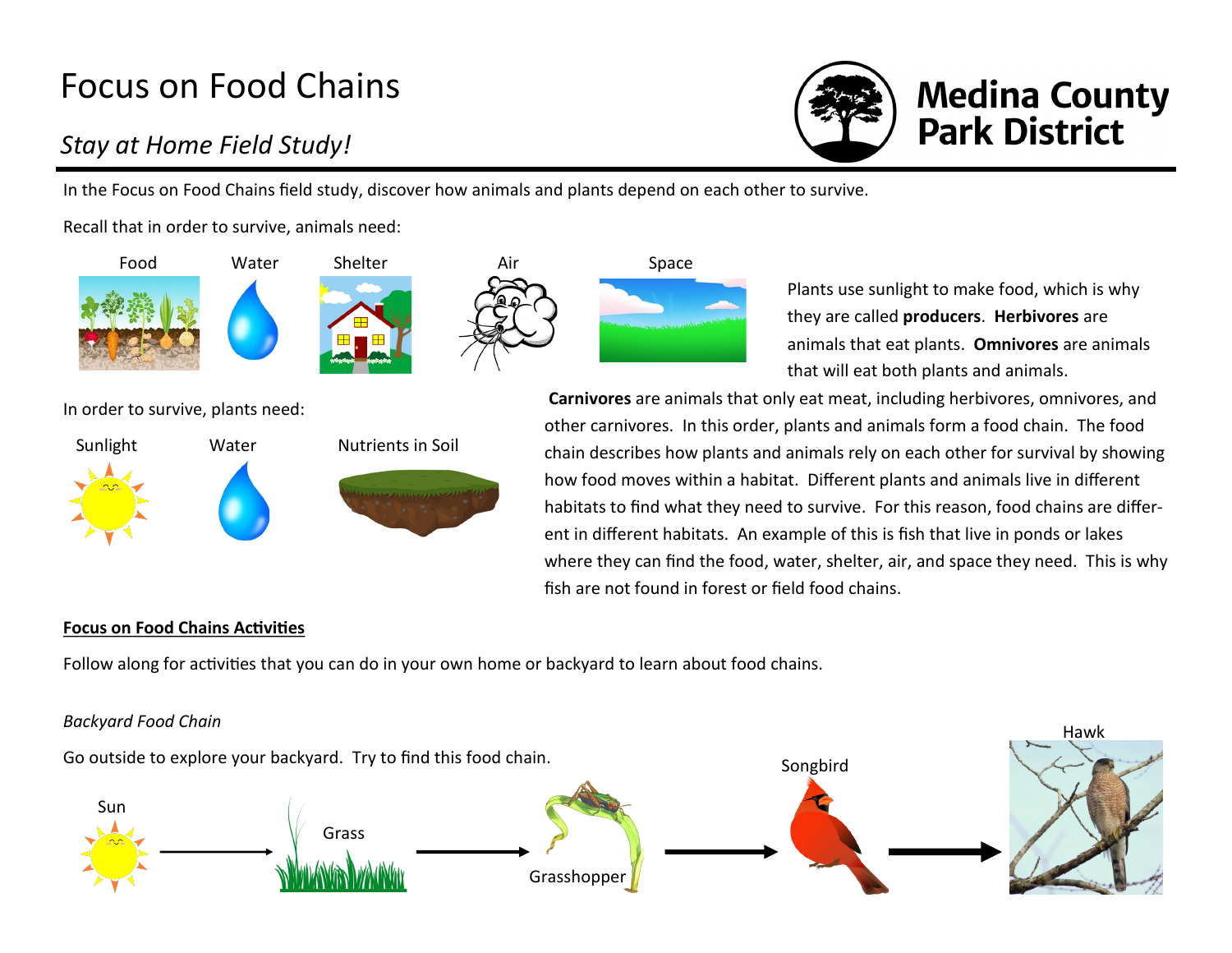# Focus on Food Chains

## *Stay at Home Field Study!*

**Medina County Park District**

In the Focus on Food Chains field study, discover how animals and plants depend on each other to survive.

Recall that in order to survive, animals need:

Food Water Shelter Air Space

In order to survive, plants need:

Sunlight Water Nutrients in Soil

Plants use sunlight to make food, which is why they are called **producers**. **Herbivores** are animals that eat plants. **Omnivores** are animals that will eat both plants and animals. **Carnivores** are animals that only eat meat, including herbivores, omnivores, and other carnivores. In this order, plants and animals form a food chain. The food chain describes how plants and animals rely on each other for survival by showing how food moves within a habitat. Different plants and animals live in different habitats to find what they need to survive. For this reason, food chains are different in different habitats. An example of this is fish that live in ponds or lakes where they can find the food, water, shelter, air, and space they need. This is why fish are not found in forest or field food chains.

**<u>Focus on Food Chains Activities</u>**

Follow along for activities that you can do in your own home or backyard to learn about food chains.

*Backyard Food Chain*

Go outside to explore your backyard. Try to find this food chain.

Sun → Grass → Grasshopper → Songbird → Hawk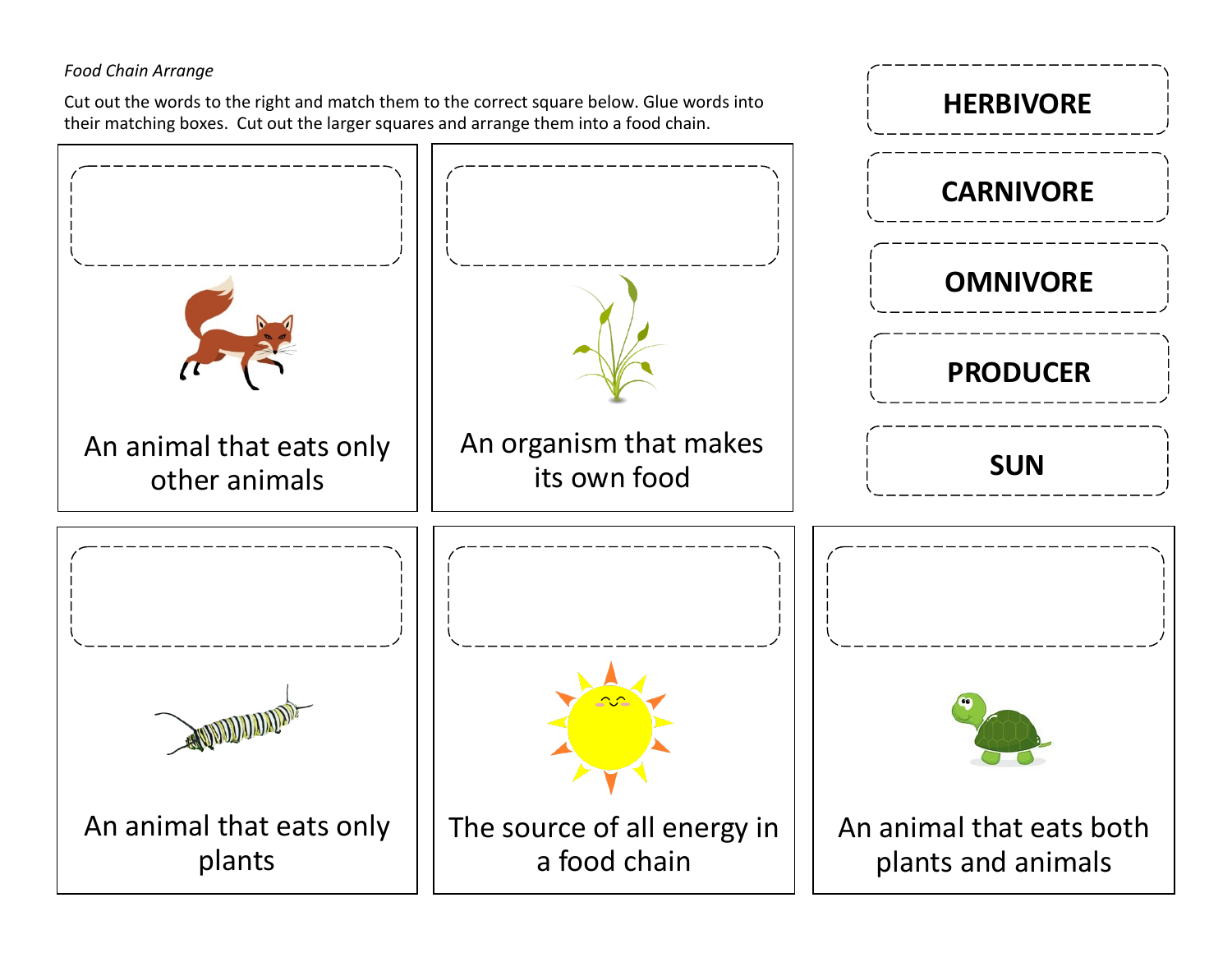*Food Chain Arrange*

Cut out the words to the right and match them to the correct square below. Glue words into their matching boxes. Cut out the larger squares and arrange them into a food chain.

**HERBIVORE**

**CARNIVORE**

**OMNIVORE**

**PRODUCER**

**SUN**

An animal that eats only other animals

An organism that makes its own food

An animal that eats only plants

The source of all energy in a food chain

An animal that eats both plants and animals